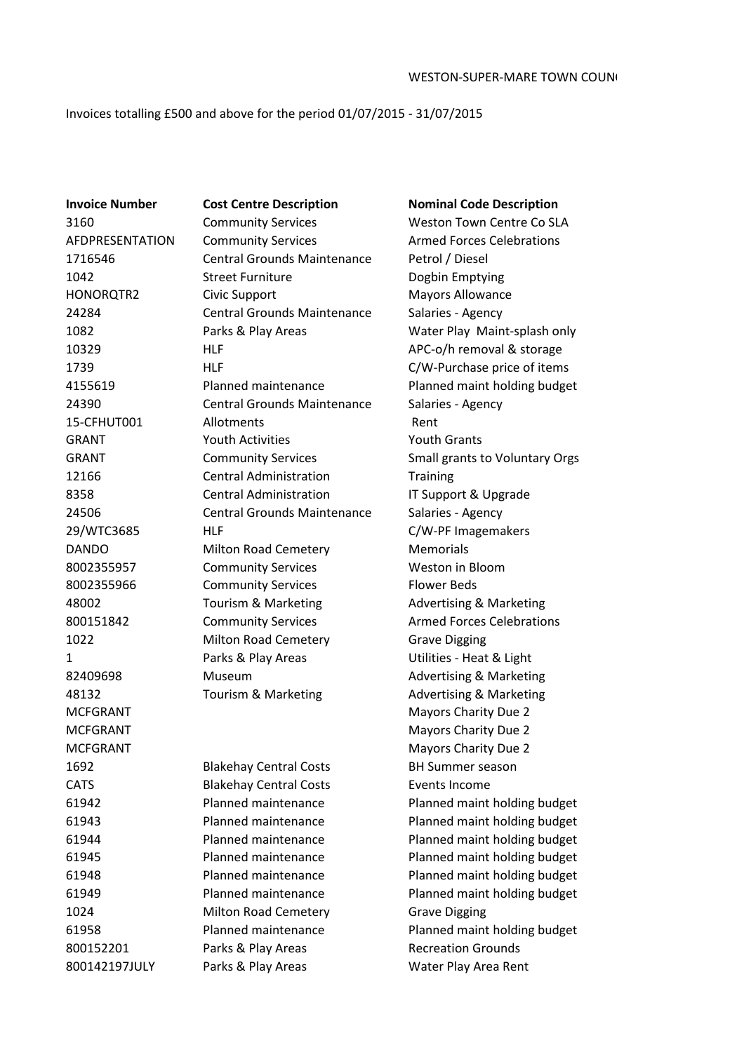WESTON-SUPER-MARE TOWN COUN(

Invoices totalling £500 and above for the period 01/07/2015 - 31/07/2015

| Invoice Number | Cost Centre Description | Nominal Code Description |
|---|---|---|
| 3160 | Community Services | Weston Town Centre Co SLA |
| AFDPRESENTATION | Community Services | Armed Forces Celebrations |
| 1716546 | Central Grounds Maintenance | Petrol / Diesel |
| 1042 | Street Furniture | Dogbin Emptying |
| HONORQTR2 | Civic Support | Mayors Allowance |
| 24284 | Central Grounds Maintenance | Salaries - Agency |
| 1082 | Parks & Play Areas | Water Play Maint-splash only |
| 10329 | HLF | APC-o/h removal & storage |
| 1739 | HLF | C/W-Purchase price of items |
| 4155619 | Planned maintenance | Planned maint holding budget |
| 24390 | Central Grounds Maintenance | Salaries - Agency |
| 15-CFHUT001 | Allotments | Rent |
| GRANT | Youth Activities | Youth Grants |
| GRANT | Community Services | Small grants to Voluntary Orgs |
| 12166 | Central Administration | Training |
| 8358 | Central Administration | IT Support & Upgrade |
| 24506 | Central Grounds Maintenance | Salaries - Agency |
| 29/WTC3685 | HLF | C/W-PF Imagemakers |
| DANDO | Milton Road Cemetery | Memorials |
| 8002355957 | Community Services | Weston in Bloom |
| 8002355966 | Community Services | Flower Beds |
| 48002 | Tourism & Marketing | Advertising & Marketing |
| 800151842 | Community Services | Armed Forces Celebrations |
| 1022 | Milton Road Cemetery | Grave Digging |
| 1 | Parks & Play Areas | Utilities - Heat & Light |
| 82409698 | Museum | Advertising & Marketing |
| 48132 | Tourism & Marketing | Advertising & Marketing |
| MCFGRANT | | Mayors Charity Due 2 |
| MCFGRANT | | Mayors Charity Due 2 |
| MCFGRANT | | Mayors Charity Due 2 |
| 1692 | Blakehay Central Costs | BH Summer season |
| CATS | Blakehay Central Costs | Events Income |
| 61942 | Planned maintenance | Planned maint holding budget |
| 61943 | Planned maintenance | Planned maint holding budget |
| 61944 | Planned maintenance | Planned maint holding budget |
| 61945 | Planned maintenance | Planned maint holding budget |
| 61948 | Planned maintenance | Planned maint holding budget |
| 61949 | Planned maintenance | Planned maint holding budget |
| 1024 | Milton Road Cemetery | Grave Digging |
| 61958 | Planned maintenance | Planned maint holding budget |
| 800152201 | Parks & Play Areas | Recreation Grounds |
| 800142197JULY | Parks & Play Areas | Water Play Area Rent |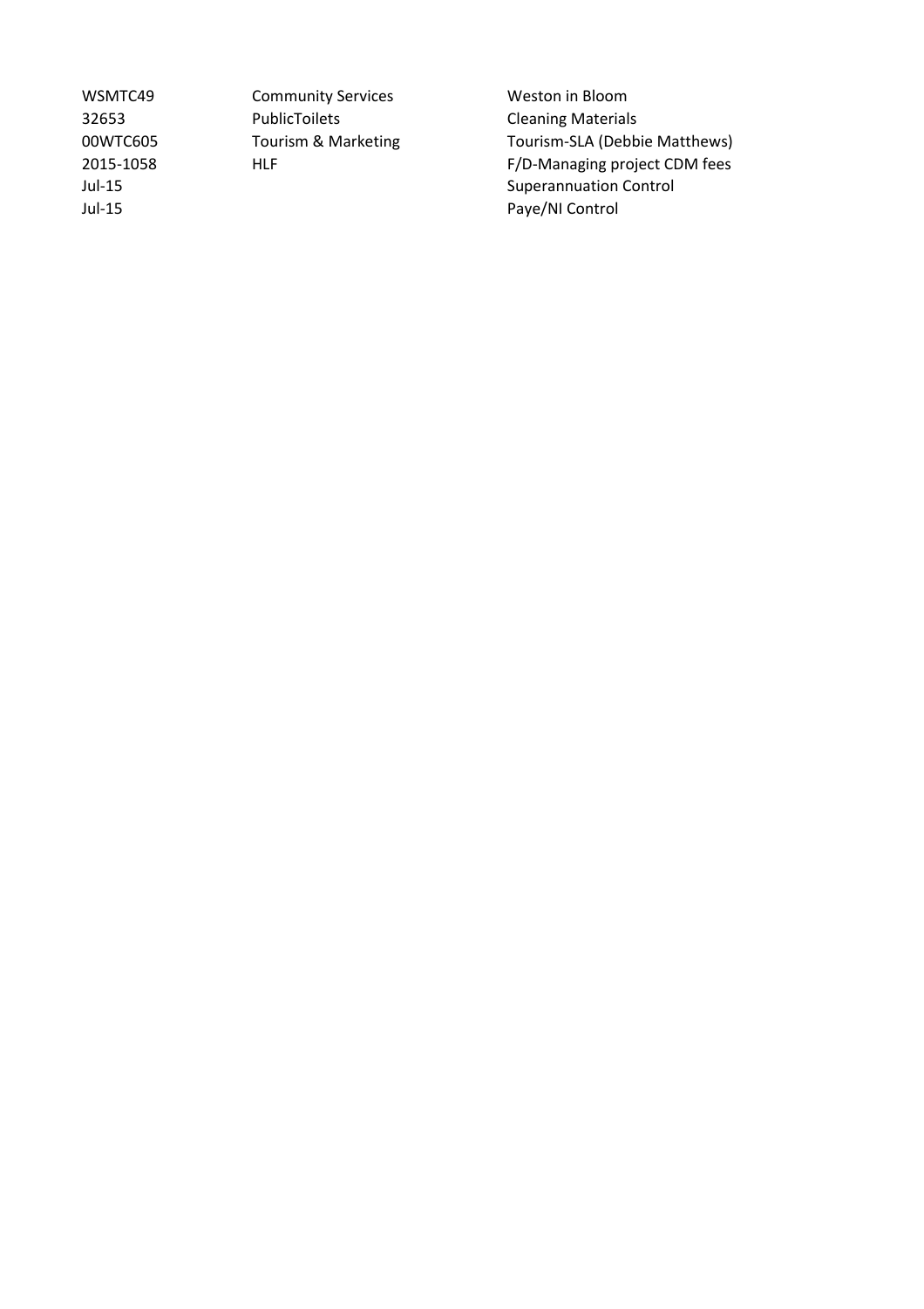| | | |
|---|---|---|
| WSMTC49 | Community Services | Weston in Bloom |
| 32653 | PublicToilets | Cleaning Materials |
| 00WTC605 | Tourism & Marketing | Tourism-SLA (Debbie Matthews) |
| 2015-1058 | HLF | F/D-Managing project CDM fees |
| Jul-15 | | Superannuation Control |
| Jul-15 | | Paye/NI Control |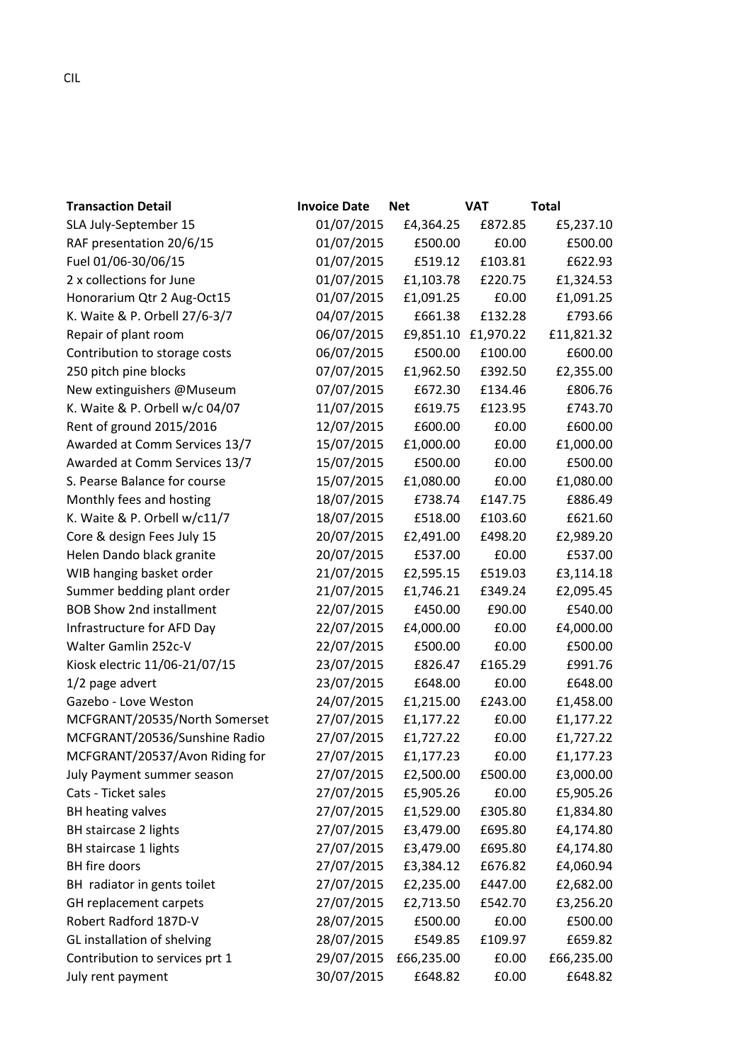CIL

| Transaction Detail | Invoice Date | Net | VAT | Total |
|---|---|---|---|---|
| SLA July-September 15 | 01/07/2015 | £4,364.25 | £872.85 | £5,237.10 |
| RAF presentation 20/6/15 | 01/07/2015 | £500.00 | £0.00 | £500.00 |
| Fuel 01/06-30/06/15 | 01/07/2015 | £519.12 | £103.81 | £622.93 |
| 2 x collections for June | 01/07/2015 | £1,103.78 | £220.75 | £1,324.53 |
| Honorarium Qtr 2 Aug-Oct15 | 01/07/2015 | £1,091.25 | £0.00 | £1,091.25 |
| K. Waite & P. Orbell 27/6-3/7 | 04/07/2015 | £661.38 | £132.28 | £793.66 |
| Repair of plant room | 06/07/2015 | £9,851.10 | £1,970.22 | £11,821.32 |
| Contribution to storage costs | 06/07/2015 | £500.00 | £100.00 | £600.00 |
| 250 pitch pine blocks | 07/07/2015 | £1,962.50 | £392.50 | £2,355.00 |
| New extinguishers @Museum | 07/07/2015 | £672.30 | £134.46 | £806.76 |
| K. Waite & P. Orbell w/c 04/07 | 11/07/2015 | £619.75 | £123.95 | £743.70 |
| Rent of ground 2015/2016 | 12/07/2015 | £600.00 | £0.00 | £600.00 |
| Awarded at Comm Services 13/7 | 15/07/2015 | £1,000.00 | £0.00 | £1,000.00 |
| Awarded at Comm Services 13/7 | 15/07/2015 | £500.00 | £0.00 | £500.00 |
| S. Pearse Balance for course | 15/07/2015 | £1,080.00 | £0.00 | £1,080.00 |
| Monthly fees and hosting | 18/07/2015 | £738.74 | £147.75 | £886.49 |
| K. Waite & P. Orbell w/c11/7 | 18/07/2015 | £518.00 | £103.60 | £621.60 |
| Core & design Fees July 15 | 20/07/2015 | £2,491.00 | £498.20 | £2,989.20 |
| Helen Dando black granite | 20/07/2015 | £537.00 | £0.00 | £537.00 |
| WIB hanging basket order | 21/07/2015 | £2,595.15 | £519.03 | £3,114.18 |
| Summer bedding plant order | 21/07/2015 | £1,746.21 | £349.24 | £2,095.45 |
| BOB Show 2nd installment | 22/07/2015 | £450.00 | £90.00 | £540.00 |
| Infrastructure for AFD Day | 22/07/2015 | £4,000.00 | £0.00 | £4,000.00 |
| Walter Gamlin 252c-V | 22/07/2015 | £500.00 | £0.00 | £500.00 |
| Kiosk electric 11/06-21/07/15 | 23/07/2015 | £826.47 | £165.29 | £991.76 |
| 1/2 page advert | 23/07/2015 | £648.00 | £0.00 | £648.00 |
| Gazebo - Love Weston | 24/07/2015 | £1,215.00 | £243.00 | £1,458.00 |
| MCFGRANT/20535/North Somerset | 27/07/2015 | £1,177.22 | £0.00 | £1,177.22 |
| MCFGRANT/20536/Sunshine Radio | 27/07/2015 | £1,727.22 | £0.00 | £1,727.22 |
| MCFGRANT/20537/Avon Riding for | 27/07/2015 | £1,177.23 | £0.00 | £1,177.23 |
| July Payment summer season | 27/07/2015 | £2,500.00 | £500.00 | £3,000.00 |
| Cats - Ticket sales | 27/07/2015 | £5,905.26 | £0.00 | £5,905.26 |
| BH heating valves | 27/07/2015 | £1,529.00 | £305.80 | £1,834.80 |
| BH staircase 2 lights | 27/07/2015 | £3,479.00 | £695.80 | £4,174.80 |
| BH staircase 1 lights | 27/07/2015 | £3,479.00 | £695.80 | £4,174.80 |
| BH fire doors | 27/07/2015 | £3,384.12 | £676.82 | £4,060.94 |
| BH radiator in gents toilet | 27/07/2015 | £2,235.00 | £447.00 | £2,682.00 |
| GH replacement carpets | 27/07/2015 | £2,713.50 | £542.70 | £3,256.20 |
| Robert Radford 187D-V | 28/07/2015 | £500.00 | £0.00 | £500.00 |
| GL installation of shelving | 28/07/2015 | £549.85 | £109.97 | £659.82 |
| Contribution to services prt 1 | 29/07/2015 | £66,235.00 | £0.00 | £66,235.00 |
| July rent payment | 30/07/2015 | £648.82 | £0.00 | £648.82 |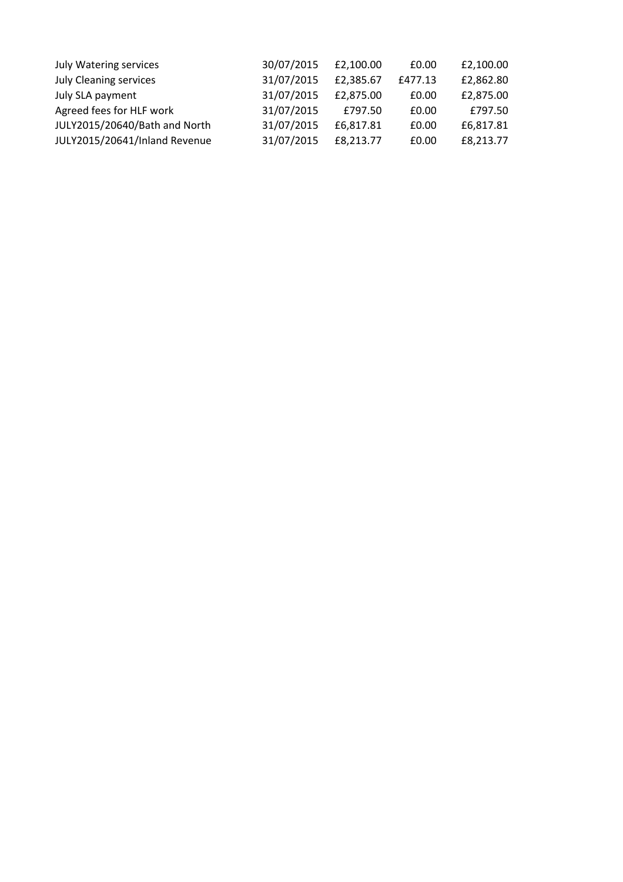| | | | | |
|---|---|---|---|---|
| July Watering services | 30/07/2015 | £2,100.00 | £0.00 | £2,100.00 |
| July Cleaning services | 31/07/2015 | £2,385.67 | £477.13 | £2,862.80 |
| July SLA payment | 31/07/2015 | £2,875.00 | £0.00 | £2,875.00 |
| Agreed fees for HLF work | 31/07/2015 | £797.50 | £0.00 | £797.50 |
| JULY2015/20640/Bath and North | 31/07/2015 | £6,817.81 | £0.00 | £6,817.81 |
| JULY2015/20641/Inland Revenue | 31/07/2015 | £8,213.77 | £0.00 | £8,213.77 |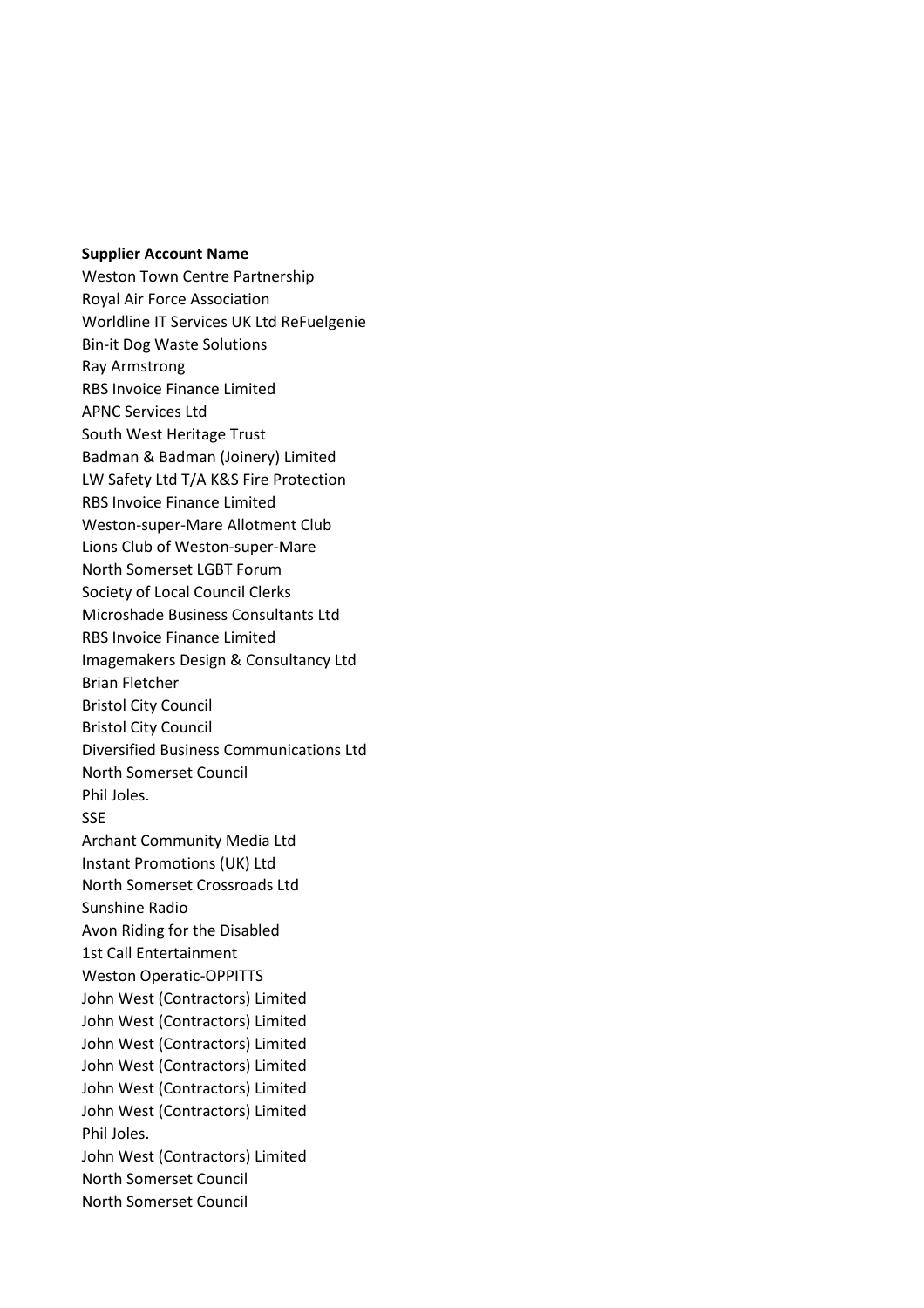**Supplier Account Name**

Weston Town Centre Partnership
Royal Air Force Association
Worldline IT Services UK Ltd ReFuelgenie
Bin-it Dog Waste Solutions
Ray Armstrong
RBS Invoice Finance Limited
APNC Services Ltd
South West Heritage Trust
Badman & Badman (Joinery) Limited
LW Safety Ltd T/A K&S Fire Protection
RBS Invoice Finance Limited
Weston-super-Mare Allotment Club
Lions Club of Weston-super-Mare
North Somerset LGBT Forum
Society of Local Council Clerks
Microshade Business Consultants Ltd
RBS Invoice Finance Limited
Imagemakers Design & Consultancy Ltd
Brian Fletcher
Bristol City Council
Bristol City Council
Diversified Business Communications Ltd
North Somerset Council
Phil Joles.
SSE
Archant Community Media Ltd
Instant Promotions (UK) Ltd
North Somerset Crossroads Ltd
Sunshine Radio
Avon Riding for the Disabled
1st Call Entertainment
Weston Operatic-OPPITTS
John West (Contractors) Limited
John West (Contractors) Limited
John West (Contractors) Limited
John West (Contractors) Limited
John West (Contractors) Limited
John West (Contractors) Limited
Phil Joles.
John West (Contractors) Limited
North Somerset Council
North Somerset Council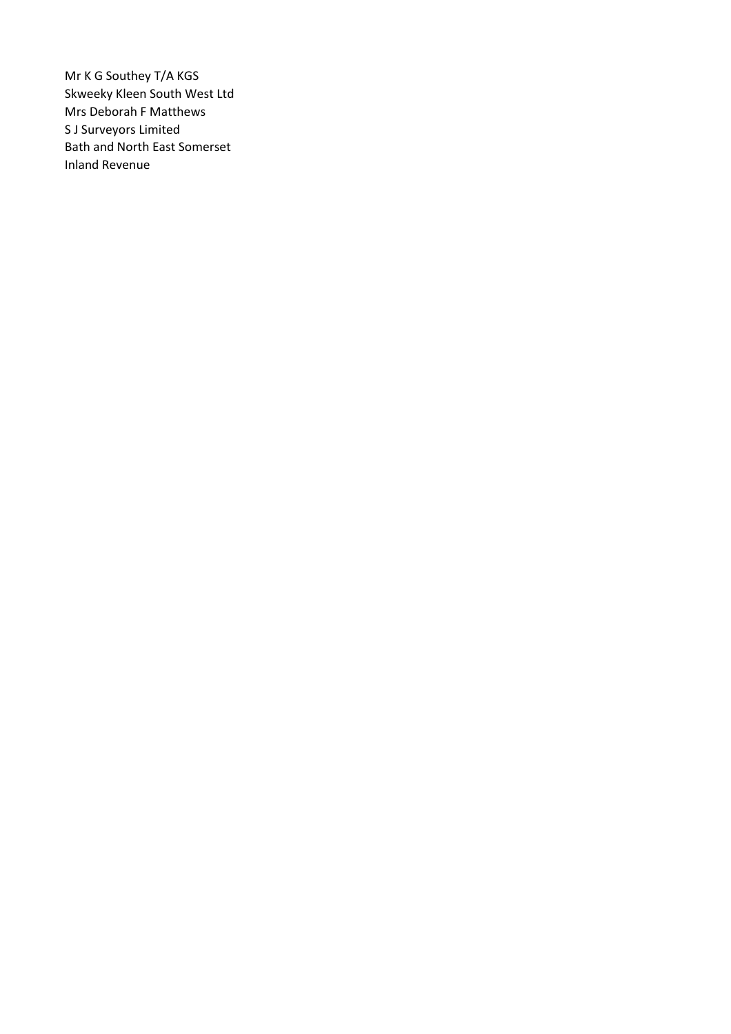Mr K G Southey T/A KGS
Skweeky Kleen South West Ltd
Mrs Deborah F Matthews
S J Surveyors Limited
Bath and North East Somerset
Inland Revenue